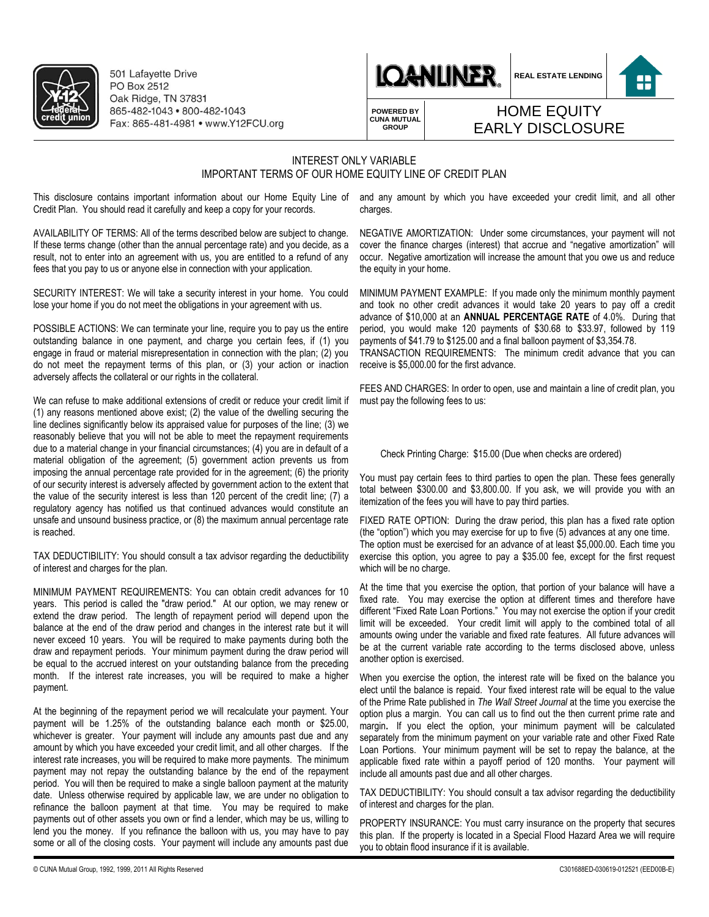501 Lafayette Drive
PO Box 2512
Oak Ridge, TN 37831
865-482-1043 • 800-482-1043
Fax: 865-481-4981 • www.Y12FCU.org

LOANLINER®

REAL ESTATE LENDING

POWERED BY CUNA MUTUAL GROUP

# HOME EQUITY EARLY DISCLOSURE

## INTEREST ONLY VARIABLE
## IMPORTANT TERMS OF OUR HOME EQUITY LINE OF CREDIT PLAN

This disclosure contains important information about our Home Equity Line of Credit Plan. You should read it carefully and keep a copy for your records.

AVAILABILITY OF TERMS: All of the terms described below are subject to change. If these terms change (other than the annual percentage rate) and you decide, as a result, not to enter into an agreement with us, you are entitled to a refund of any fees that you pay to us or anyone else in connection with your application.

SECURITY INTEREST: We will take a security interest in your home. You could lose your home if you do not meet the obligations in your agreement with us.

POSSIBLE ACTIONS: We can terminate your line, require you to pay us the entire outstanding balance in one payment, and charge you certain fees, if (1) you engage in fraud or material misrepresentation in connection with the plan; (2) you do not meet the repayment terms of this plan, or (3) your action or inaction adversely affects the collateral or our rights in the collateral.

We can refuse to make additional extensions of credit or reduce your credit limit if (1) any reasons mentioned above exist; (2) the value of the dwelling securing the line declines significantly below its appraised value for purposes of the line; (3) we reasonably believe that you will not be able to meet the repayment requirements due to a material change in your financial circumstances; (4) you are in default of a material obligation of the agreement; (5) government action prevents us from imposing the annual percentage rate provided for in the agreement; (6) the priority of our security interest is adversely affected by government action to the extent that the value of the security interest is less than 120 percent of the credit line; (7) a regulatory agency has notified us that continued advances would constitute an unsafe and unsound business practice, or (8) the maximum annual percentage rate is reached.

TAX DEDUCTIBILITY: You should consult a tax advisor regarding the deductibility of interest and charges for the plan.

MINIMUM PAYMENT REQUIREMENTS: You can obtain credit advances for 10 years. This period is called the "draw period." At our option, we may renew or extend the draw period. The length of repayment period will depend upon the balance at the end of the draw period and changes in the interest rate but it will never exceed 10 years. You will be required to make payments during both the draw and repayment periods. Your minimum payment during the draw period will be equal to the accrued interest on your outstanding balance from the preceding month. If the interest rate increases, you will be required to make a higher payment.

At the beginning of the repayment period we will recalculate your payment. Your payment will be 1.25% of the outstanding balance each month or $25.00, whichever is greater. Your payment will include any amounts past due and any amount by which you have exceeded your credit limit, and all other charges. If the interest rate increases, you will be required to make more payments. The minimum payment may not repay the outstanding balance by the end of the repayment period. You will then be required to make a single balloon payment at the maturity date. Unless otherwise required by applicable law, we are under no obligation to refinance the balloon payment at that time. You may be required to make payments out of other assets you own or find a lender, which may be us, willing to lend you the money. If you refinance the balloon with us, you may have to pay some or all of the closing costs. Your payment will include any amounts past due and any amount by which you have exceeded your credit limit, and all other charges.

NEGATIVE AMORTIZATION: Under some circumstances, your payment will not cover the finance charges (interest) that accrue and "negative amortization" will occur. Negative amortization will increase the amount that you owe us and reduce the equity in your home.

MINIMUM PAYMENT EXAMPLE: If you made only the minimum monthly payment and took no other credit advances it would take 20 years to pay off a credit advance of $10,000 at an **ANNUAL PERCENTAGE RATE** of 4.0%. During that period, you would make 120 payments of $30.68 to $33.97, followed by 119 payments of $41.79 to $125.00 and a final balloon payment of $3,354.78.

TRANSACTION REQUIREMENTS: The minimum credit advance that you can receive is $5,000.00 for the first advance.

FEES AND CHARGES: In order to open, use and maintain a line of credit plan, you must pay the following fees to us:

Check Printing Charge: $15.00 (Due when checks are ordered)

You must pay certain fees to third parties to open the plan. These fees generally total between $300.00 and $3,800.00. If you ask, we will provide you with an itemization of the fees you will have to pay third parties.

FIXED RATE OPTION: During the draw period, this plan has a fixed rate option (the "option") which you may exercise for up to five (5) advances at any one time. The option must be exercised for an advance of at least $5,000.00. Each time you exercise this option, you agree to pay a $35.00 fee, except for the first request which will be no charge.

At the time that you exercise the option, that portion of your balance will have a fixed rate. You may exercise the option at different times and therefore have different "Fixed Rate Loan Portions." You may not exercise the option if your credit limit will be exceeded. Your credit limit will apply to the combined total of all amounts owing under the variable and fixed rate features. All future advances will be at the current variable rate according to the terms disclosed above, unless another option is exercised.

When you exercise the option, the interest rate will be fixed on the balance you elect until the balance is repaid. Your fixed interest rate will be equal to the value of the Prime Rate published in *The Wall Street Journal* at the time you exercise the option plus a margin. You can call us to find out the then current prime rate and margin. If you elect the option, your minimum payment will be calculated separately from the minimum payment on your variable rate and other Fixed Rate Loan Portions. Your minimum payment will be set to repay the balance, at the applicable fixed rate within a payoff period of 120 months. Your payment will include all amounts past due and all other charges.

TAX DEDUCTIBILITY: You should consult a tax advisor regarding the deductibility of interest and charges for the plan.

PROPERTY INSURANCE: You must carry insurance on the property that secures this plan. If the property is located in a Special Flood Hazard Area we will require you to obtain flood insurance if it is available.

© CUNA Mutual Group, 1992, 1999, 2011 All Rights Reserved C301688ED-030619-012521 (EED00B-E)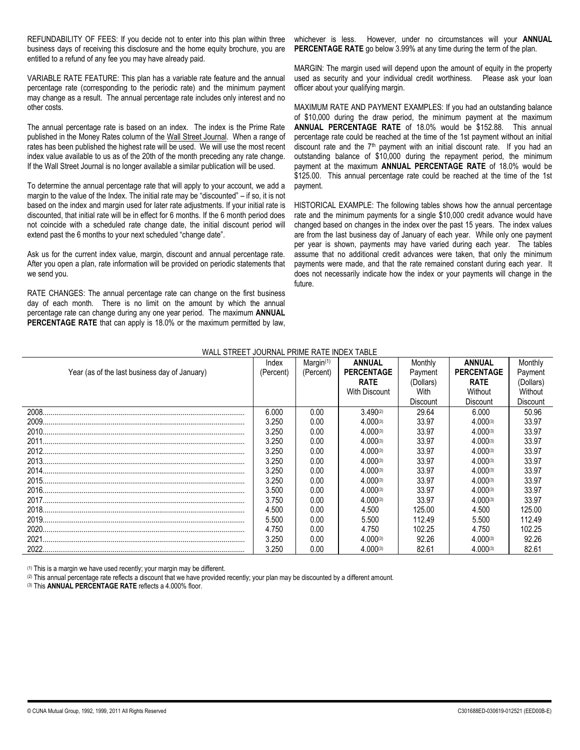REFUNDABILITY OF FEES: If you decide not to enter into this plan within three business days of receiving this disclosure and the home equity brochure, you are entitled to a refund of any fee you may have already paid.

VARIABLE RATE FEATURE: This plan has a variable rate feature and the annual percentage rate (corresponding to the periodic rate) and the minimum payment may change as a result. The annual percentage rate includes only interest and no other costs.

The annual percentage rate is based on an index. The index is the Prime Rate published in the Money Rates column of the Wall Street Journal. When a range of rates has been published the highest rate will be used. We will use the most recent index value available to us as of the 20th of the month preceding any rate change. If the Wall Street Journal is no longer available a similar publication will be used.

To determine the annual percentage rate that will apply to your account, we add a margin to the value of the Index. The initial rate may be "discounted" – if so, it is not based on the index and margin used for later rate adjustments. If your initial rate is discounted, that initial rate will be in effect for 6 months. If the 6 month period does not coincide with a scheduled rate change date, the initial discount period will extend past the 6 months to your next scheduled "change date".

Ask us for the current index value, margin, discount and annual percentage rate. After you open a plan, rate information will be provided on periodic statements that we send you.

RATE CHANGES: The annual percentage rate can change on the first business day of each month. There is no limit on the amount by which the annual percentage rate can change during any one year period. The maximum **ANNUAL PERCENTAGE RATE** that can apply is 18.0% or the maximum permitted by law, whichever is less. However, under no circumstances will your **ANNUAL PERCENTAGE RATE** go below 3.99% at any time during the term of the plan.

MARGIN: The margin used will depend upon the amount of equity in the property used as security and your individual credit worthiness. Please ask your loan officer about your qualifying margin.

MAXIMUM RATE AND PAYMENT EXAMPLES: If you had an outstanding balance of $10,000 during the draw period, the minimum payment at the maximum **ANNUAL PERCENTAGE RATE** of 18.0% would be $152.88. This annual percentage rate could be reached at the time of the 1st payment without an initial discount rate and the 7th payment with an initial discount rate. If you had an outstanding balance of $10,000 during the repayment period, the minimum payment at the maximum **ANNUAL PERCENTAGE RATE** of 18.0% would be $125.00. This annual percentage rate could be reached at the time of the 1st payment.

HISTORICAL EXAMPLE: The following tables shows how the annual percentage rate and the minimum payments for a single $10,000 credit advance would have changed based on changes in the index over the past 15 years. The index values are from the last business day of January of each year. While only one payment per year is shown, payments may have varied during each year. The tables assume that no additional credit advances were taken, that only the minimum payments were made, and that the rate remained constant during each year. It does not necessarily indicate how the index or your payments will change in the future.

WALL STREET JOURNAL PRIME RATE INDEX TABLE

| Year (as of the last business day of January) | Index (Percent) | Margin[1] (Percent) | **ANNUAL PERCENTAGE RATE** With Discount | Monthly Payment (Dollars) With Discount | **ANNUAL PERCENTAGE RATE** Without Discount | Monthly Payment (Dollars) Without Discount |
|---|---|---|---|---|---|---|
| 2008 | 6.000 | 0.00 | 3.490[2] | 29.64 | 6.000 | 50.96 |
| 2009 | 3.250 | 0.00 | 4.000[3] | 33.97 | 4.000[3] | 33.97 |
| 2010 | 3.250 | 0.00 | 4.000[3] | 33.97 | 4.000[3] | 33.97 |
| 2011 | 3.250 | 0.00 | 4.000[3] | 33.97 | 4.000[3] | 33.97 |
| 2012 | 3.250 | 0.00 | 4.000[3] | 33.97 | 4.000[3] | 33.97 |
| 2013 | 3.250 | 0.00 | 4.000[3] | 33.97 | 4.000[3] | 33.97 |
| 2014 | 3.250 | 0.00 | 4.000[3] | 33.97 | 4.000[3] | 33.97 |
| 2015 | 3.250 | 0.00 | 4.000[3] | 33.97 | 4.000[3] | 33.97 |
| 2016 | 3.500 | 0.00 | 4.000[3] | 33.97 | 4.000[3] | 33.97 |
| 2017 | 3.750 | 0.00 | 4.000[3] | 33.97 | 4.000[3] | 33.97 |
| 2018 | 4.500 | 0.00 | 4.500 | 125.00 | 4.500 | 125.00 |
| 2019 | 5.500 | 0.00 | 5.500 | 112.49 | 5.500 | 112.49 |
| 2020 | 4.750 | 0.00 | 4.750 | 102.25 | 4.750 | 102.25 |
| 2021 | 3.250 | 0.00 | 4.000[3] | 92.26 | 4.000[3] | 92.26 |
| 2022 | 3.250 | 0.00 | 4.000[3] | 82.61 | 4.000[3] | 82.61 |

[1] This is a margin we have used recently; your margin may be different.

[2] This annual percentage rate reflects a discount that we have provided recently; your plan may be discounted by a different amount.

[3] This **ANNUAL PERCENTAGE RATE** reflects a 4.000% floor.

© CUNA Mutual Group, 1992, 1999, 2011 All Rights Reserved C301688ED-030619-012521 (EED00B-E)